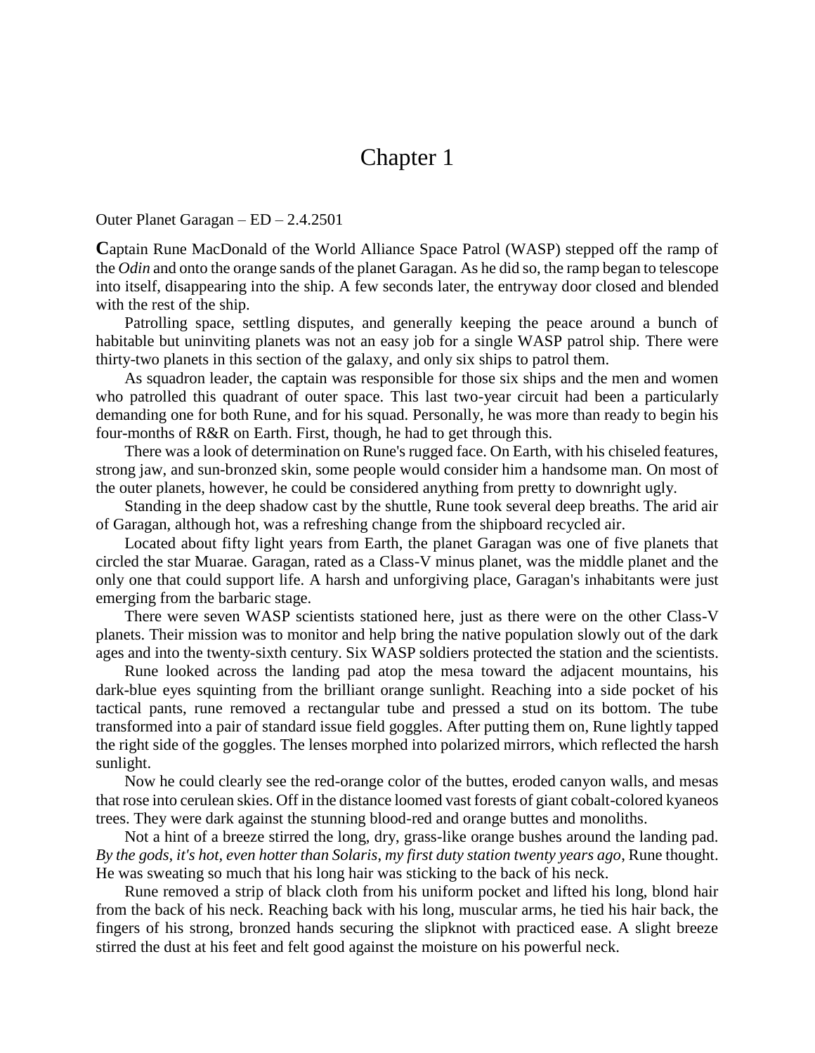# Chapter 1

Outer Planet Garagan – ED – 2.4.2501

**C**aptain Rune MacDonald of the World Alliance Space Patrol (WASP) stepped off the ramp of the *Odin* and onto the orange sands of the planet Garagan. As he did so, the ramp began to telescope into itself, disappearing into the ship. A few seconds later, the entryway door closed and blended with the rest of the ship.

Patrolling space, settling disputes, and generally keeping the peace around a bunch of habitable but uninviting planets was not an easy job for a single WASP patrol ship. There were thirty-two planets in this section of the galaxy, and only six ships to patrol them.

As squadron leader, the captain was responsible for those six ships and the men and women who patrolled this quadrant of outer space. This last two-year circuit had been a particularly demanding one for both Rune, and for his squad. Personally, he was more than ready to begin his four-months of R&R on Earth. First, though, he had to get through this.

There was a look of determination on Rune's rugged face. On Earth, with his chiseled features, strong jaw, and sun-bronzed skin, some people would consider him a handsome man. On most of the outer planets, however, he could be considered anything from pretty to downright ugly.

Standing in the deep shadow cast by the shuttle, Rune took several deep breaths. The arid air of Garagan, although hot, was a refreshing change from the shipboard recycled air.

Located about fifty light years from Earth, the planet Garagan was one of five planets that circled the star Muarae. Garagan, rated as a Class-V minus planet, was the middle planet and the only one that could support life. A harsh and unforgiving place, Garagan's inhabitants were just emerging from the barbaric stage.

There were seven WASP scientists stationed here, just as there were on the other Class-V planets. Their mission was to monitor and help bring the native population slowly out of the dark ages and into the twenty-sixth century. Six WASP soldiers protected the station and the scientists.

Rune looked across the landing pad atop the mesa toward the adjacent mountains, his dark-blue eyes squinting from the brilliant orange sunlight. Reaching into a side pocket of his tactical pants, rune removed a rectangular tube and pressed a stud on its bottom. The tube transformed into a pair of standard issue field goggles. After putting them on, Rune lightly tapped the right side of the goggles. The lenses morphed into polarized mirrors, which reflected the harsh sunlight.

Now he could clearly see the red-orange color of the buttes, eroded canyon walls, and mesas that rose into cerulean skies. Off in the distance loomed vast forests of giant cobalt-colored kyaneos trees. They were dark against the stunning blood-red and orange buttes and monoliths.

Not a hint of a breeze stirred the long, dry, grass-like orange bushes around the landing pad. *By the gods, it's hot, even hotter than Solaris, my first duty station twenty years ago*, Rune thought. He was sweating so much that his long hair was sticking to the back of his neck.

Rune removed a strip of black cloth from his uniform pocket and lifted his long, blond hair from the back of his neck. Reaching back with his long, muscular arms, he tied his hair back, the fingers of his strong, bronzed hands securing the slipknot with practiced ease. A slight breeze stirred the dust at his feet and felt good against the moisture on his powerful neck.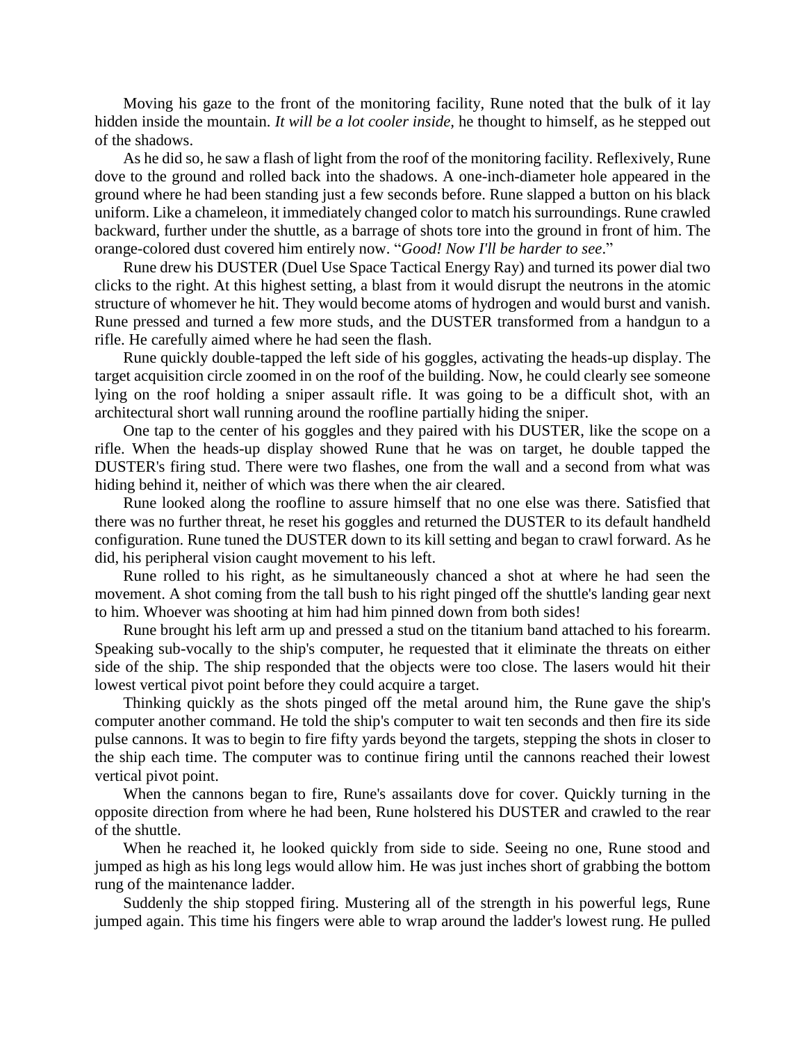Moving his gaze to the front of the monitoring facility, Rune noted that the bulk of it lay hidden inside the mountain. *It will be a lot cooler inside,* he thought to himself, as he stepped out of the shadows.

As he did so, he saw a flash of light from the roof of the monitoring facility. Reflexively, Rune dove to the ground and rolled back into the shadows. A one-inch-diameter hole appeared in the ground where he had been standing just a few seconds before. Rune slapped a button on his black uniform. Like a chameleon, it immediately changed color to match his surroundings. Rune crawled backward, further under the shuttle, as a barrage of shots tore into the ground in front of him. The orange-colored dust covered him entirely now. "*Good! Now I'll be harder to see*."

Rune drew his DUSTER (Duel Use Space Tactical Energy Ray) and turned its power dial two clicks to the right. At this highest setting, a blast from it would disrupt the neutrons in the atomic structure of whomever he hit. They would become atoms of hydrogen and would burst and vanish. Rune pressed and turned a few more studs, and the DUSTER transformed from a handgun to a rifle. He carefully aimed where he had seen the flash.

Rune quickly double-tapped the left side of his goggles, activating the heads-up display. The target acquisition circle zoomed in on the roof of the building. Now, he could clearly see someone lying on the roof holding a sniper assault rifle. It was going to be a difficult shot, with an architectural short wall running around the roofline partially hiding the sniper.

One tap to the center of his goggles and they paired with his DUSTER, like the scope on a rifle. When the heads-up display showed Rune that he was on target, he double tapped the DUSTER's firing stud. There were two flashes, one from the wall and a second from what was hiding behind it, neither of which was there when the air cleared.

Rune looked along the roofline to assure himself that no one else was there. Satisfied that there was no further threat, he reset his goggles and returned the DUSTER to its default handheld configuration. Rune tuned the DUSTER down to its kill setting and began to crawl forward. As he did, his peripheral vision caught movement to his left.

Rune rolled to his right, as he simultaneously chanced a shot at where he had seen the movement. A shot coming from the tall bush to his right pinged off the shuttle's landing gear next to him. Whoever was shooting at him had him pinned down from both sides!

Rune brought his left arm up and pressed a stud on the titanium band attached to his forearm. Speaking sub-vocally to the ship's computer, he requested that it eliminate the threats on either side of the ship. The ship responded that the objects were too close. The lasers would hit their lowest vertical pivot point before they could acquire a target.

Thinking quickly as the shots pinged off the metal around him, the Rune gave the ship's computer another command. He told the ship's computer to wait ten seconds and then fire its side pulse cannons. It was to begin to fire fifty yards beyond the targets, stepping the shots in closer to the ship each time. The computer was to continue firing until the cannons reached their lowest vertical pivot point.

When the cannons began to fire, Rune's assailants dove for cover. Quickly turning in the opposite direction from where he had been, Rune holstered his DUSTER and crawled to the rear of the shuttle.

When he reached it, he looked quickly from side to side. Seeing no one, Rune stood and jumped as high as his long legs would allow him. He was just inches short of grabbing the bottom rung of the maintenance ladder.

Suddenly the ship stopped firing. Mustering all of the strength in his powerful legs, Rune jumped again. This time his fingers were able to wrap around the ladder's lowest rung. He pulled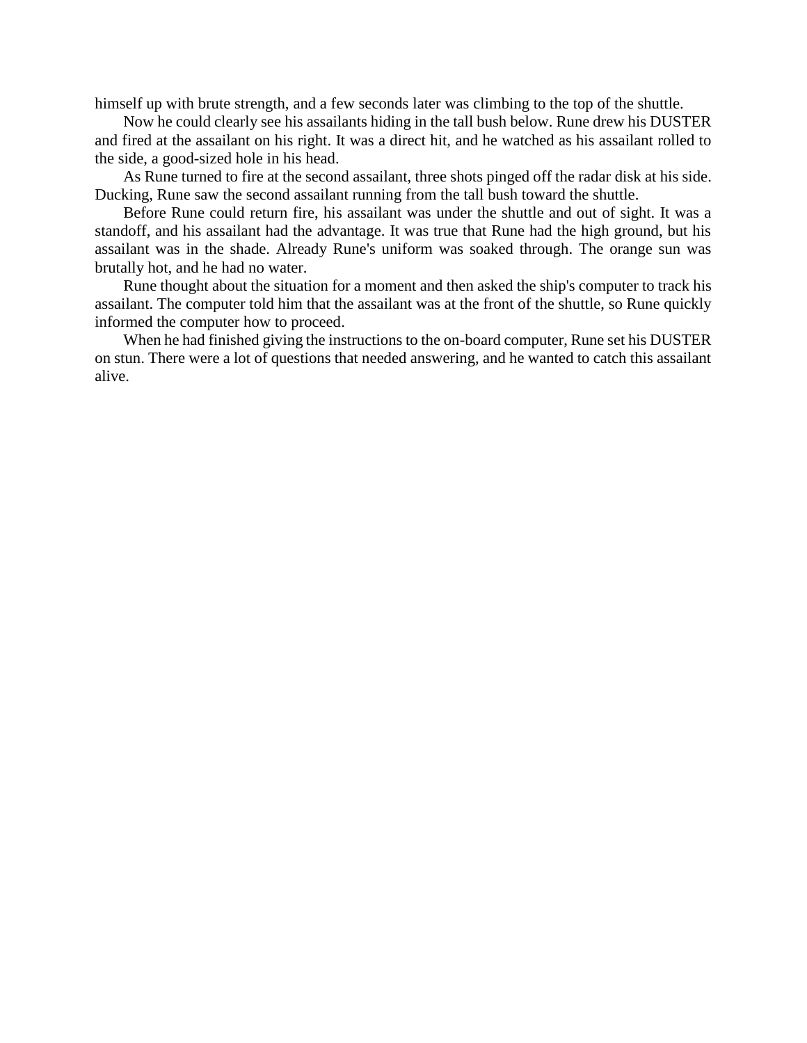himself up with brute strength, and a few seconds later was climbing to the top of the shuttle.

Now he could clearly see his assailants hiding in the tall bush below. Rune drew his DUSTER and fired at the assailant on his right. It was a direct hit, and he watched as his assailant rolled to the side, a good-sized hole in his head.

As Rune turned to fire at the second assailant, three shots pinged off the radar disk at his side. Ducking, Rune saw the second assailant running from the tall bush toward the shuttle.

Before Rune could return fire, his assailant was under the shuttle and out of sight. It was a standoff, and his assailant had the advantage. It was true that Rune had the high ground, but his assailant was in the shade. Already Rune's uniform was soaked through. The orange sun was brutally hot, and he had no water.

Rune thought about the situation for a moment and then asked the ship's computer to track his assailant. The computer told him that the assailant was at the front of the shuttle, so Rune quickly informed the computer how to proceed.

When he had finished giving the instructions to the on-board computer, Rune set his DUSTER on stun. There were a lot of questions that needed answering, and he wanted to catch this assailant alive.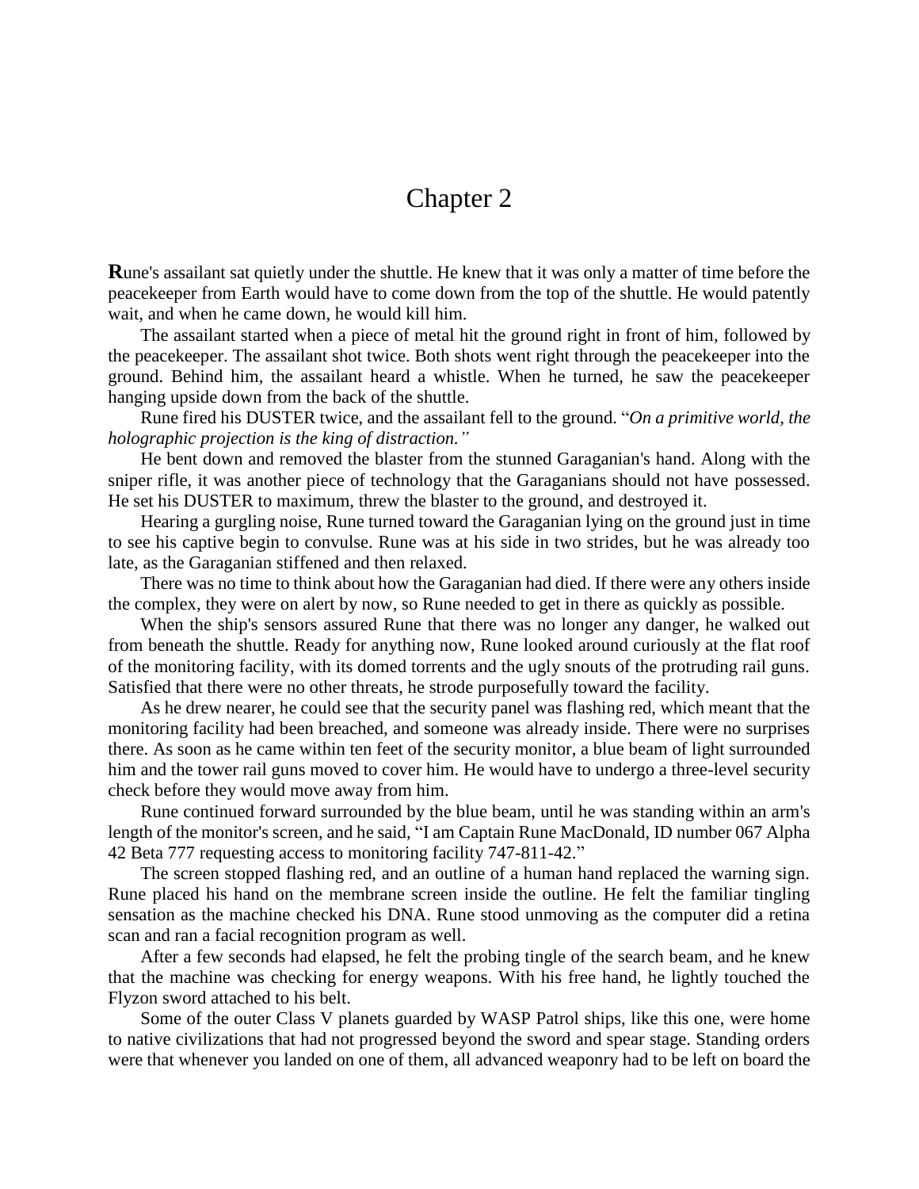# Chapter 2

**R**une's assailant sat quietly under the shuttle. He knew that it was only a matter of time before the peacekeeper from Earth would have to come down from the top of the shuttle. He would patently wait, and when he came down, he would kill him.

The assailant started when a piece of metal hit the ground right in front of him, followed by the peacekeeper. The assailant shot twice. Both shots went right through the peacekeeper into the ground. Behind him, the assailant heard a whistle. When he turned, he saw the peacekeeper hanging upside down from the back of the shuttle.

Rune fired his DUSTER twice, and the assailant fell to the ground. "*On a primitive world, the holographic projection is the king of distraction.*"

He bent down and removed the blaster from the stunned Garaganian's hand. Along with the sniper rifle, it was another piece of technology that the Garaganians should not have possessed. He set his DUSTER to maximum, threw the blaster to the ground, and destroyed it.

Hearing a gurgling noise, Rune turned toward the Garaganian lying on the ground just in time to see his captive begin to convulse. Rune was at his side in two strides, but he was already too late, as the Garaganian stiffened and then relaxed.

There was no time to think about how the Garaganian had died. If there were any others inside the complex, they were on alert by now, so Rune needed to get in there as quickly as possible.

When the ship's sensors assured Rune that there was no longer any danger, he walked out from beneath the shuttle. Ready for anything now, Rune looked around curiously at the flat roof of the monitoring facility, with its domed torrents and the ugly snouts of the protruding rail guns. Satisfied that there were no other threats, he strode purposefully toward the facility.

As he drew nearer, he could see that the security panel was flashing red, which meant that the monitoring facility had been breached, and someone was already inside. There were no surprises there. As soon as he came within ten feet of the security monitor, a blue beam of light surrounded him and the tower rail guns moved to cover him. He would have to undergo a three-level security check before they would move away from him.

Rune continued forward surrounded by the blue beam, until he was standing within an arm's length of the monitor's screen, and he said, "I am Captain Rune MacDonald, ID number 067 Alpha 42 Beta 777 requesting access to monitoring facility 747-811-42."

The screen stopped flashing red, and an outline of a human hand replaced the warning sign. Rune placed his hand on the membrane screen inside the outline. He felt the familiar tingling sensation as the machine checked his DNA. Rune stood unmoving as the computer did a retina scan and ran a facial recognition program as well.

After a few seconds had elapsed, he felt the probing tingle of the search beam, and he knew that the machine was checking for energy weapons. With his free hand, he lightly touched the Flyzon sword attached to his belt.

Some of the outer Class V planets guarded by WASP Patrol ships, like this one, were home to native civilizations that had not progressed beyond the sword and spear stage. Standing orders were that whenever you landed on one of them, all advanced weaponry had to be left on board the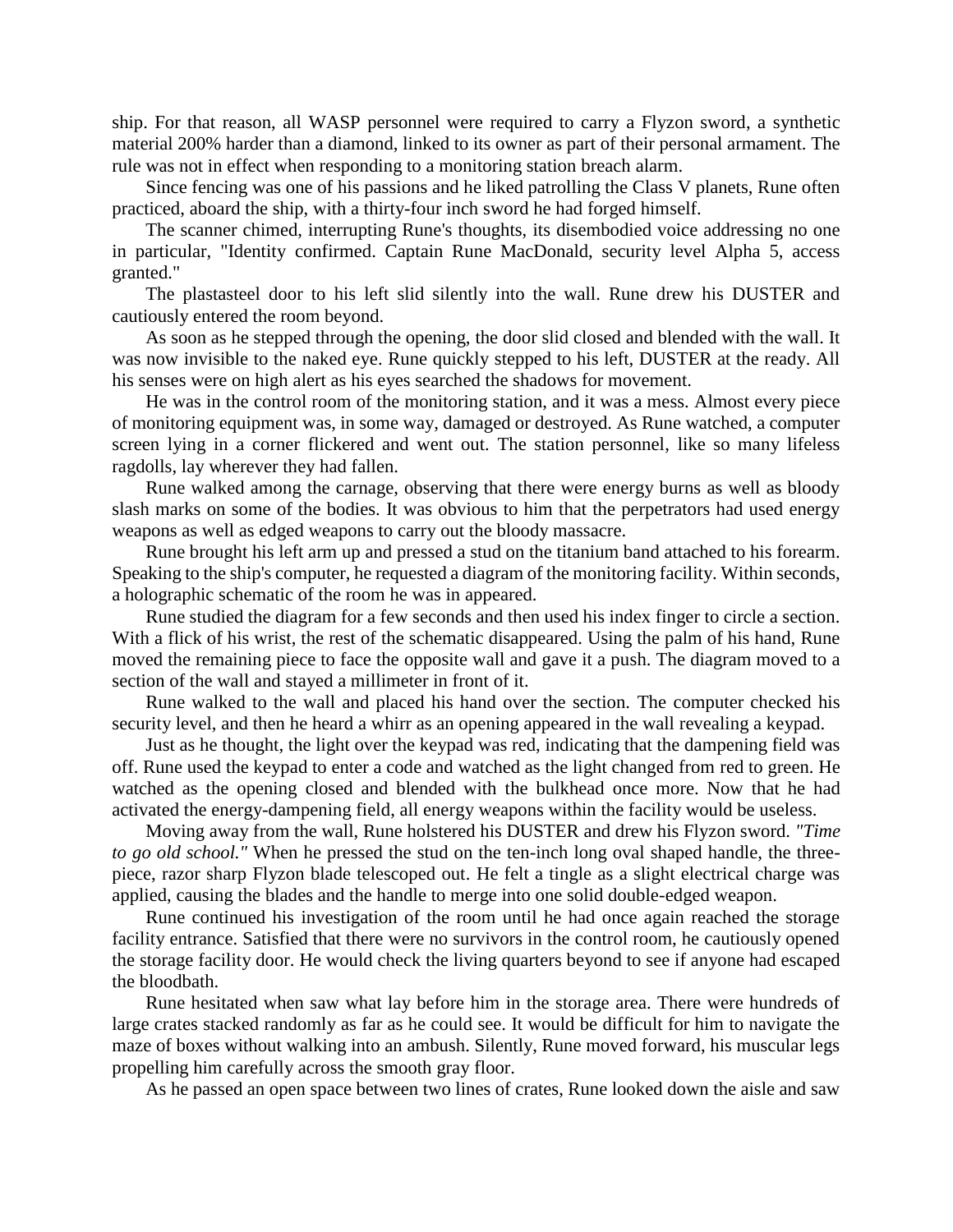ship. For that reason, all WASP personnel were required to carry a Flyzon sword, a synthetic material 200% harder than a diamond, linked to its owner as part of their personal armament. The rule was not in effect when responding to a monitoring station breach alarm.

Since fencing was one of his passions and he liked patrolling the Class V planets, Rune often practiced, aboard the ship, with a thirty-four inch sword he had forged himself.

The scanner chimed, interrupting Rune's thoughts, its disembodied voice addressing no one in particular, "Identity confirmed. Captain Rune MacDonald, security level Alpha 5, access granted."

The plastasteel door to his left slid silently into the wall. Rune drew his DUSTER and cautiously entered the room beyond.

As soon as he stepped through the opening, the door slid closed and blended with the wall. It was now invisible to the naked eye. Rune quickly stepped to his left, DUSTER at the ready. All his senses were on high alert as his eyes searched the shadows for movement.

He was in the control room of the monitoring station, and it was a mess. Almost every piece of monitoring equipment was, in some way, damaged or destroyed. As Rune watched, a computer screen lying in a corner flickered and went out. The station personnel, like so many lifeless ragdolls, lay wherever they had fallen.

Rune walked among the carnage, observing that there were energy burns as well as bloody slash marks on some of the bodies. It was obvious to him that the perpetrators had used energy weapons as well as edged weapons to carry out the bloody massacre.

Rune brought his left arm up and pressed a stud on the titanium band attached to his forearm. Speaking to the ship's computer, he requested a diagram of the monitoring facility. Within seconds, a holographic schematic of the room he was in appeared.

Rune studied the diagram for a few seconds and then used his index finger to circle a section. With a flick of his wrist, the rest of the schematic disappeared. Using the palm of his hand, Rune moved the remaining piece to face the opposite wall and gave it a push. The diagram moved to a section of the wall and stayed a millimeter in front of it.

Rune walked to the wall and placed his hand over the section. The computer checked his security level, and then he heard a whirr as an opening appeared in the wall revealing a keypad.

Just as he thought, the light over the keypad was red, indicating that the dampening field was off. Rune used the keypad to enter a code and watched as the light changed from red to green. He watched as the opening closed and blended with the bulkhead once more. Now that he had activated the energy-dampening field, all energy weapons within the facility would be useless.

Moving away from the wall, Rune holstered his DUSTER and drew his Flyzon sword. *"Time to go old school."* When he pressed the stud on the ten-inch long oval shaped handle, the three-piece, razor sharp Flyzon blade telescoped out. He felt a tingle as a slight electrical charge was applied, causing the blades and the handle to merge into one solid double-edged weapon.

Rune continued his investigation of the room until he had once again reached the storage facility entrance. Satisfied that there were no survivors in the control room, he cautiously opened the storage facility door. He would check the living quarters beyond to see if anyone had escaped the bloodbath.

Rune hesitated when saw what lay before him in the storage area. There were hundreds of large crates stacked randomly as far as he could see. It would be difficult for him to navigate the maze of boxes without walking into an ambush. Silently, Rune moved forward, his muscular legs propelling him carefully across the smooth gray floor.

As he passed an open space between two lines of crates, Rune looked down the aisle and saw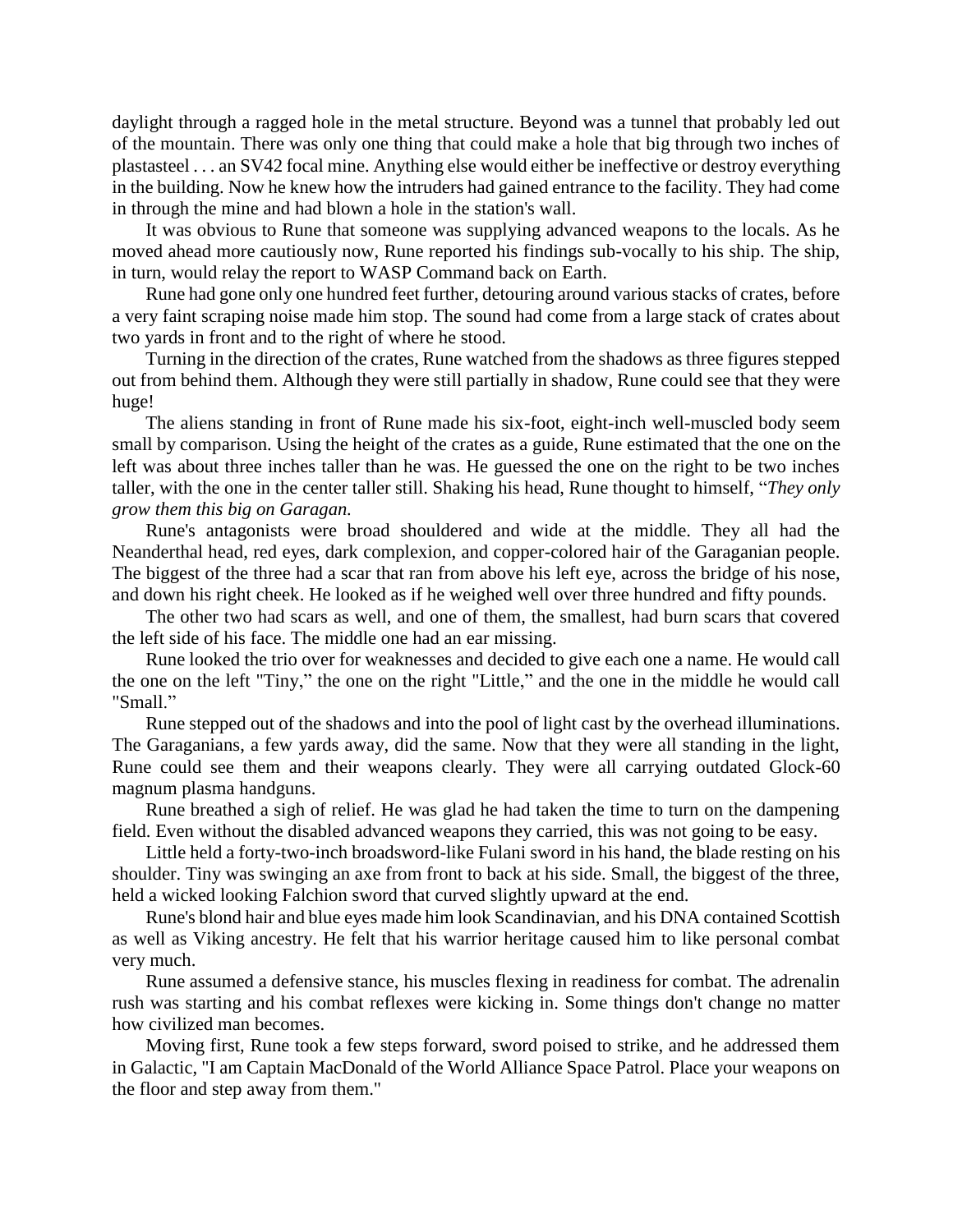daylight through a ragged hole in the metal structure. Beyond was a tunnel that probably led out of the mountain. There was only one thing that could make a hole that big through two inches of plastasteel . . . an SV42 focal mine. Anything else would either be ineffective or destroy everything in the building. Now he knew how the intruders had gained entrance to the facility. They had come in through the mine and had blown a hole in the station's wall.

It was obvious to Rune that someone was supplying advanced weapons to the locals. As he moved ahead more cautiously now, Rune reported his findings sub-vocally to his ship. The ship, in turn, would relay the report to WASP Command back on Earth.

Rune had gone only one hundred feet further, detouring around various stacks of crates, before a very faint scraping noise made him stop. The sound had come from a large stack of crates about two yards in front and to the right of where he stood.

Turning in the direction of the crates, Rune watched from the shadows as three figures stepped out from behind them. Although they were still partially in shadow, Rune could see that they were huge!

The aliens standing in front of Rune made his six-foot, eight-inch well-muscled body seem small by comparison. Using the height of the crates as a guide, Rune estimated that the one on the left was about three inches taller than he was. He guessed the one on the right to be two inches taller, with the one in the center taller still. Shaking his head, Rune thought to himself, "*They only grow them this big on Garagan.*

Rune's antagonists were broad shouldered and wide at the middle. They all had the Neanderthal head, red eyes, dark complexion, and copper-colored hair of the Garaganian people. The biggest of the three had a scar that ran from above his left eye, across the bridge of his nose, and down his right cheek. He looked as if he weighed well over three hundred and fifty pounds.

The other two had scars as well, and one of them, the smallest, had burn scars that covered the left side of his face. The middle one had an ear missing.

Rune looked the trio over for weaknesses and decided to give each one a name. He would call the one on the left "Tiny," the one on the right "Little," and the one in the middle he would call "Small."

Rune stepped out of the shadows and into the pool of light cast by the overhead illuminations. The Garaganians, a few yards away, did the same. Now that they were all standing in the light, Rune could see them and their weapons clearly. They were all carrying outdated Glock-60 magnum plasma handguns.

Rune breathed a sigh of relief. He was glad he had taken the time to turn on the dampening field. Even without the disabled advanced weapons they carried, this was not going to be easy.

Little held a forty-two-inch broadsword-like Fulani sword in his hand, the blade resting on his shoulder. Tiny was swinging an axe from front to back at his side. Small, the biggest of the three, held a wicked looking Falchion sword that curved slightly upward at the end.

Rune's blond hair and blue eyes made him look Scandinavian, and his DNA contained Scottish as well as Viking ancestry. He felt that his warrior heritage caused him to like personal combat very much.

Rune assumed a defensive stance, his muscles flexing in readiness for combat. The adrenalin rush was starting and his combat reflexes were kicking in. Some things don't change no matter how civilized man becomes.

Moving first, Rune took a few steps forward, sword poised to strike, and he addressed them in Galactic, "I am Captain MacDonald of the World Alliance Space Patrol. Place your weapons on the floor and step away from them."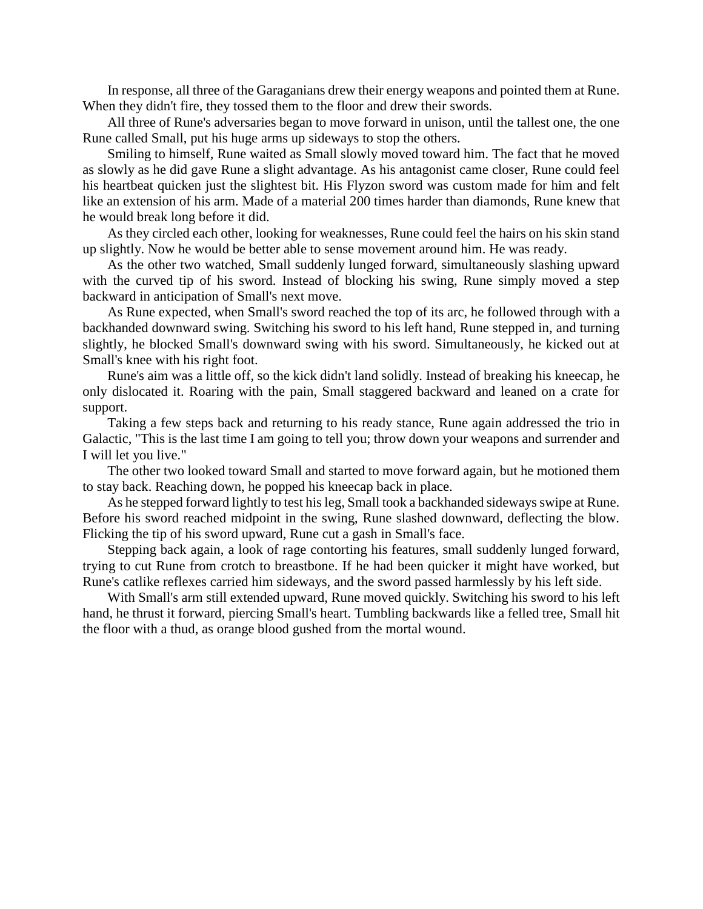In response, all three of the Garaganians drew their energy weapons and pointed them at Rune. When they didn't fire, they tossed them to the floor and drew their swords.

All three of Rune's adversaries began to move forward in unison, until the tallest one, the one Rune called Small, put his huge arms up sideways to stop the others.

Smiling to himself, Rune waited as Small slowly moved toward him. The fact that he moved as slowly as he did gave Rune a slight advantage. As his antagonist came closer, Rune could feel his heartbeat quicken just the slightest bit. His Flyzon sword was custom made for him and felt like an extension of his arm. Made of a material 200 times harder than diamonds, Rune knew that he would break long before it did.

As they circled each other, looking for weaknesses, Rune could feel the hairs on his skin stand up slightly. Now he would be better able to sense movement around him. He was ready.

As the other two watched, Small suddenly lunged forward, simultaneously slashing upward with the curved tip of his sword. Instead of blocking his swing, Rune simply moved a step backward in anticipation of Small's next move.

As Rune expected, when Small's sword reached the top of its arc, he followed through with a backhanded downward swing. Switching his sword to his left hand, Rune stepped in, and turning slightly, he blocked Small's downward swing with his sword. Simultaneously, he kicked out at Small's knee with his right foot.

Rune's aim was a little off, so the kick didn't land solidly. Instead of breaking his kneecap, he only dislocated it. Roaring with the pain, Small staggered backward and leaned on a crate for support.

Taking a few steps back and returning to his ready stance, Rune again addressed the trio in Galactic, "This is the last time I am going to tell you; throw down your weapons and surrender and I will let you live."

The other two looked toward Small and started to move forward again, but he motioned them to stay back. Reaching down, he popped his kneecap back in place.

As he stepped forward lightly to test his leg, Small took a backhanded sideways swipe at Rune. Before his sword reached midpoint in the swing, Rune slashed downward, deflecting the blow. Flicking the tip of his sword upward, Rune cut a gash in Small's face.

Stepping back again, a look of rage contorting his features, small suddenly lunged forward, trying to cut Rune from crotch to breastbone. If he had been quicker it might have worked, but Rune's catlike reflexes carried him sideways, and the sword passed harmlessly by his left side.

With Small's arm still extended upward, Rune moved quickly. Switching his sword to his left hand, he thrust it forward, piercing Small's heart. Tumbling backwards like a felled tree, Small hit the floor with a thud, as orange blood gushed from the mortal wound.